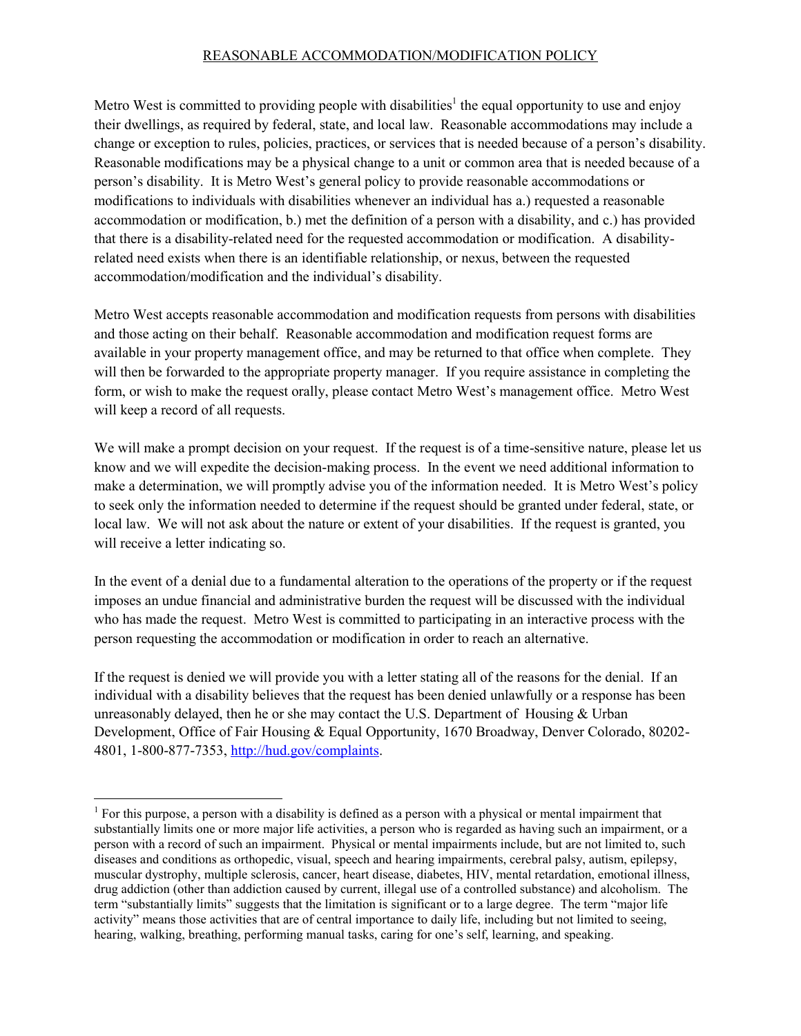# REASONABLE ACCOMMODATION/MODIFICATION POLICY

Metro West is committed to providing people with disabilities[1] the equal opportunity to use and enjoy their dwellings, as required by federal, state, and local law. Reasonable accommodations may include a change or exception to rules, policies, practices, or services that is needed because of a person's disability. Reasonable modifications may be a physical change to a unit or common area that is needed because of a person's disability. It is Metro West's general policy to provide reasonable accommodations or modifications to individuals with disabilities whenever an individual has a.) requested a reasonable accommodation or modification, b.) met the definition of a person with a disability, and c.) has provided that there is a disability-related need for the requested accommodation or modification. A disability-related need exists when there is an identifiable relationship, or nexus, between the requested accommodation/modification and the individual's disability.

Metro West accepts reasonable accommodation and modification requests from persons with disabilities and those acting on their behalf. Reasonable accommodation and modification request forms are available in your property management office, and may be returned to that office when complete. They will then be forwarded to the appropriate property manager. If you require assistance in completing the form, or wish to make the request orally, please contact Metro West's management office. Metro West will keep a record of all requests.

We will make a prompt decision on your request. If the request is of a time-sensitive nature, please let us know and we will expedite the decision-making process. In the event we need additional information to make a determination, we will promptly advise you of the information needed. It is Metro West's policy to seek only the information needed to determine if the request should be granted under federal, state, or local law. We will not ask about the nature or extent of your disabilities. If the request is granted, you will receive a letter indicating so.

In the event of a denial due to a fundamental alteration to the operations of the property or if the request imposes an undue financial and administrative burden the request will be discussed with the individual who has made the request. Metro West is committed to participating in an interactive process with the person requesting the accommodation or modification in order to reach an alternative.

If the request is denied we will provide you with a letter stating all of the reasons for the denial. If an individual with a disability believes that the request has been denied unlawfully or a response has been unreasonably delayed, then he or she may contact the U.S. Department of Housing & Urban Development, Office of Fair Housing & Equal Opportunity, 1670 Broadway, Denver Colorado, 80202-4801, 1-800-877-7353, http://hud.gov/complaints.

---

[1] For this purpose, a person with a disability is defined as a person with a physical or mental impairment that substantially limits one or more major life activities, a person who is regarded as having such an impairment, or a person with a record of such an impairment. Physical or mental impairments include, but are not limited to, such diseases and conditions as orthopedic, visual, speech and hearing impairments, cerebral palsy, autism, epilepsy, muscular dystrophy, multiple sclerosis, cancer, heart disease, diabetes, HIV, mental retardation, emotional illness, drug addiction (other than addiction caused by current, illegal use of a controlled substance) and alcoholism. The term "substantially limits" suggests that the limitation is significant or to a large degree. The term "major life activity" means those activities that are of central importance to daily life, including but not limited to seeing, hearing, walking, breathing, performing manual tasks, caring for one's self, learning, and speaking.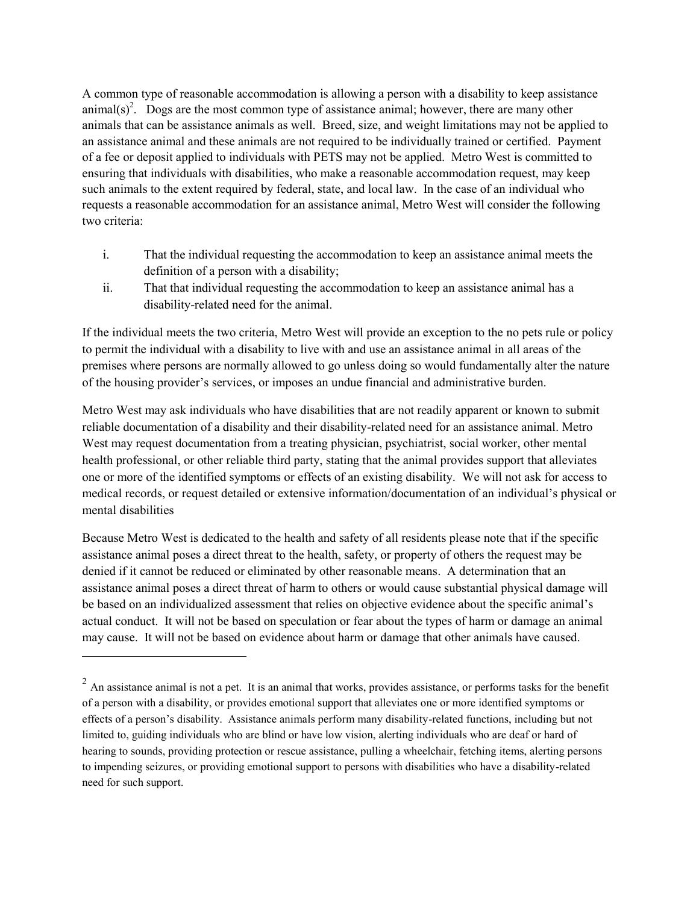A common type of reasonable accommodation is allowing a person with a disability to keep assistance animal(s)[2]. Dogs are the most common type of assistance animal; however, there are many other animals that can be assistance animals as well. Breed, size, and weight limitations may not be applied to an assistance animal and these animals are not required to be individually trained or certified. Payment of a fee or deposit applied to individuals with PETS may not be applied. Metro West is committed to ensuring that individuals with disabilities, who make a reasonable accommodation request, may keep such animals to the extent required by federal, state, and local law. In the case of an individual who requests a reasonable accommodation for an assistance animal, Metro West will consider the following two criteria:

i. That the individual requesting the accommodation to keep an assistance animal meets the definition of a person with a disability;
ii. That that individual requesting the accommodation to keep an assistance animal has a disability-related need for the animal.

If the individual meets the two criteria, Metro West will provide an exception to the no pets rule or policy to permit the individual with a disability to live with and use an assistance animal in all areas of the premises where persons are normally allowed to go unless doing so would fundamentally alter the nature of the housing provider's services, or imposes an undue financial and administrative burden.

Metro West may ask individuals who have disabilities that are not readily apparent or known to submit reliable documentation of a disability and their disability-related need for an assistance animal. Metro West may request documentation from a treating physician, psychiatrist, social worker, other mental health professional, or other reliable third party, stating that the animal provides support that alleviates one or more of the identified symptoms or effects of an existing disability. We will not ask for access to medical records, or request detailed or extensive information/documentation of an individual's physical or mental disabilities

Because Metro West is dedicated to the health and safety of all residents please note that if the specific assistance animal poses a direct threat to the health, safety, or property of others the request may be denied if it cannot be reduced or eliminated by other reasonable means. A determination that an assistance animal poses a direct threat of harm to others or would cause substantial physical damage will be based on an individualized assessment that relies on objective evidence about the specific animal's actual conduct. It will not be based on speculation or fear about the types of harm or damage an animal may cause. It will not be based on evidence about harm or damage that other animals have caused.

---

[2] An assistance animal is not a pet. It is an animal that works, provides assistance, or performs tasks for the benefit of a person with a disability, or provides emotional support that alleviates one or more identified symptoms or effects of a person's disability. Assistance animals perform many disability-related functions, including but not limited to, guiding individuals who are blind or have low vision, alerting individuals who are deaf or hard of hearing to sounds, providing protection or rescue assistance, pulling a wheelchair, fetching items, alerting persons to impending seizures, or providing emotional support to persons with disabilities who have a disability-related need for such support.